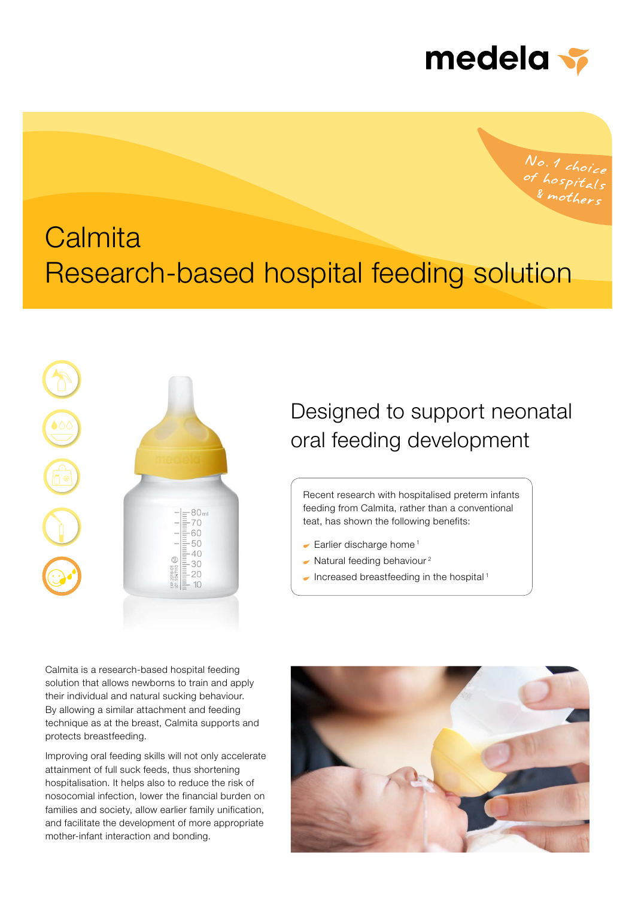medela

No. 1 choice of hospitals & mothers

# Calmita
# Research-based hospital feeding solution

## Designed to support neonatal oral feeding development

Recent research with hospitalised preterm infants feeding from Calmita, rather than a conventional teat, has shown the following benefits:

- Earlier discharge home [1]
- Natural feeding behaviour [2]
- Increased breastfeeding in the hospital [1]

Calmita is a research-based hospital feeding solution that allows newborns to train and apply their individual and natural sucking behaviour. By allowing a similar attachment and feeding technique as at the breast, Calmita supports and protects breastfeeding.

Improving oral feeding skills will not only accelerate attainment of full suck feeds, thus shortening hospitalisation. It helps also to reduce the risk of nosocomial infection, lower the financial burden on families and society, allow earlier family unification, and facilitate the development of more appropriate mother-infant interaction and bonding.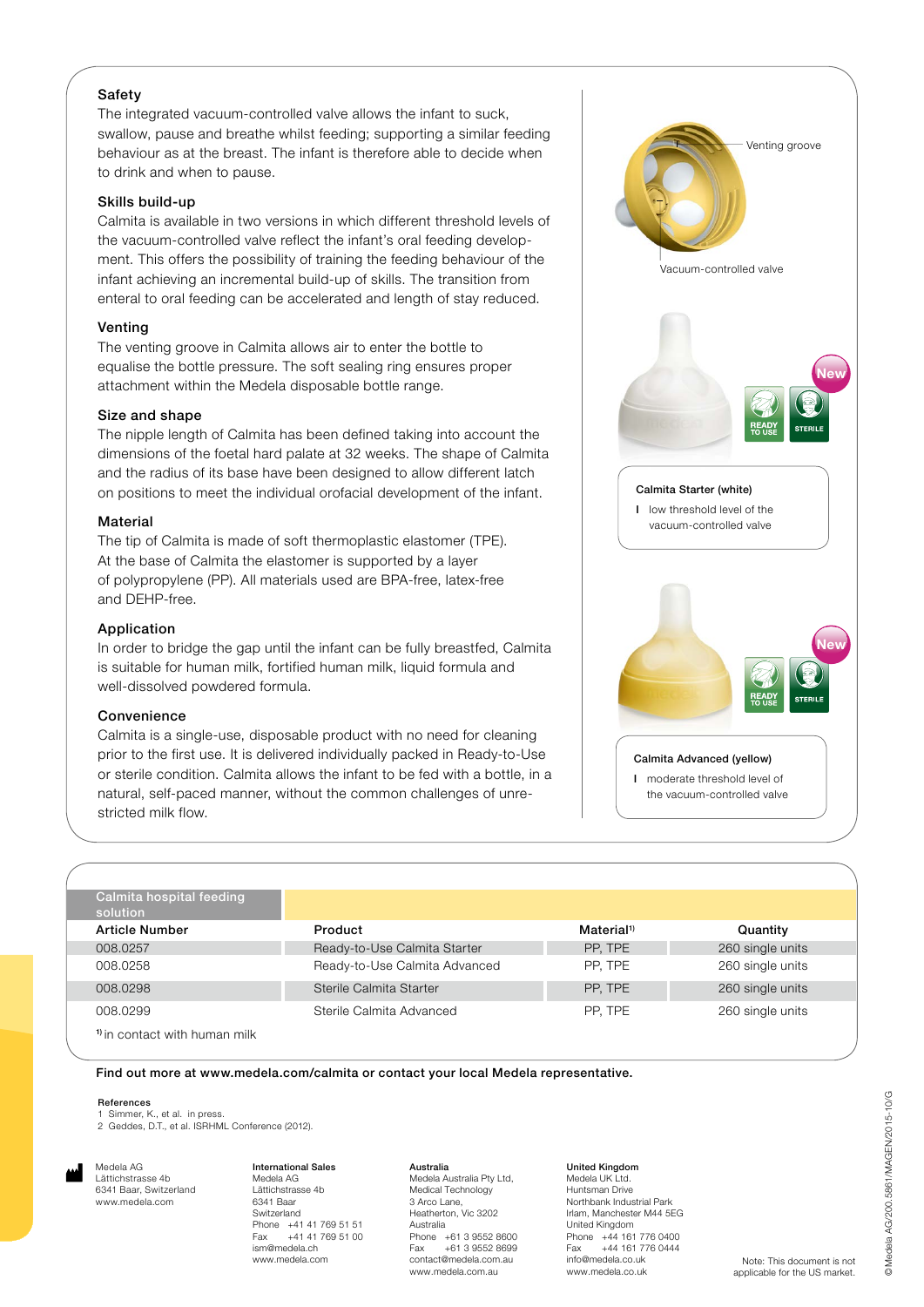### Safety

The integrated vacuum-controlled valve allows the infant to suck, swallow, pause and breathe whilst feeding; supporting a similar feeding behaviour as at the breast. The infant is therefore able to decide when to drink and when to pause.

### Skills build-up

Calmita is available in two versions in which different threshold levels of the vacuum-controlled valve reflect the infant's oral feeding development. This offers the possibility of training the feeding behaviour of the infant achieving an incremental build-up of skills. The transition from enteral to oral feeding can be accelerated and length of stay reduced.

### Venting

The venting groove in Calmita allows air to enter the bottle to equalise the bottle pressure. The soft sealing ring ensures proper attachment within the Medela disposable bottle range.

### Size and shape

The nipple length of Calmita has been defined taking into account the dimensions of the foetal hard palate at 32 weeks. The shape of Calmita and the radius of its base have been designed to allow different latch on positions to meet the individual orofacial development of the infant.

### Material

The tip of Calmita is made of soft thermoplastic elastomer (TPE). At the base of Calmita the elastomer is supported by a layer of polypropylene (PP). All materials used are BPA-free, latex-free and DEHP-free.

### Application

In order to bridge the gap until the infant can be fully breastfed, Calmita is suitable for human milk, fortified human milk, liquid formula and well-dissolved powdered formula.

### Convenience

Calmita is a single-use, disposable product with no need for cleaning prior to the first use. It is delivered individually packed in Ready-to-Use or sterile condition. Calmita allows the infant to be fed with a bottle, in a natural, self-paced manner, without the common challenges of unrestricted milk flow.

Venting groove

Vacuum-controlled valve

New

READY TO USE

STERILE

**Calmita Starter (white)**

- low threshold level of the vacuum-controlled valve

New

READY TO USE

STERILE

**Calmita Advanced (yellow)**

- moderate threshold level of the vacuum-controlled valve

| Calmita hospital feeding solution | | | |
|---|---|---|---|
| **Article Number** | **Product** | **Material[1]** | **Quantity** |
| 008.0257 | Ready-to-Use Calmita Starter | PP, TPE | 260 single units |
| 008.0258 | Ready-to-Use Calmita Advanced | PP, TPE | 260 single units |
| 008.0298 | Sterile Calmita Starter | PP, TPE | 260 single units |
| 008.0299 | Sterile Calmita Advanced | PP, TPE | 260 single units |

[1] in contact with human milk

**Find out more at www.medela.com/calmita or contact your local Medela representative.**

**References**

1 Simmer, K., et al. in press.
2 Geddes, D.T., et al. ISRHML Conference (2012).

Medela AG
Lättichstrasse 4b
6341 Baar, Switzerland
www.medela.com

**International Sales**
Medela AG
Lättichstrasse 4b
6341 Baar
Switzerland
Phone +41 41 769 51 51
Fax +41 41 769 51 00
ism@medela.ch
www.medela.com

**Australia**
Medela Australia Pty Ltd,
Medical Technology
3 Arco Lane,
Heatherton, Vic 3202
Australia
Phone +61 3 9552 8600
Fax +61 3 9552 8699
contact@medela.com.au
www.medela.com.au

**United Kingdom**
Medela UK Ltd.
Huntsman Drive
Northbank Industrial Park
Irlam, Manchester M44 5EG
United Kingdom
Phone +44 161 776 0400
Fax +44 161 776 0444
info@medela.co.uk
www.medela.co.uk

Note: This document is not applicable for the US market.

©Medela AG/200.5861/MAGEN/2015-10/G